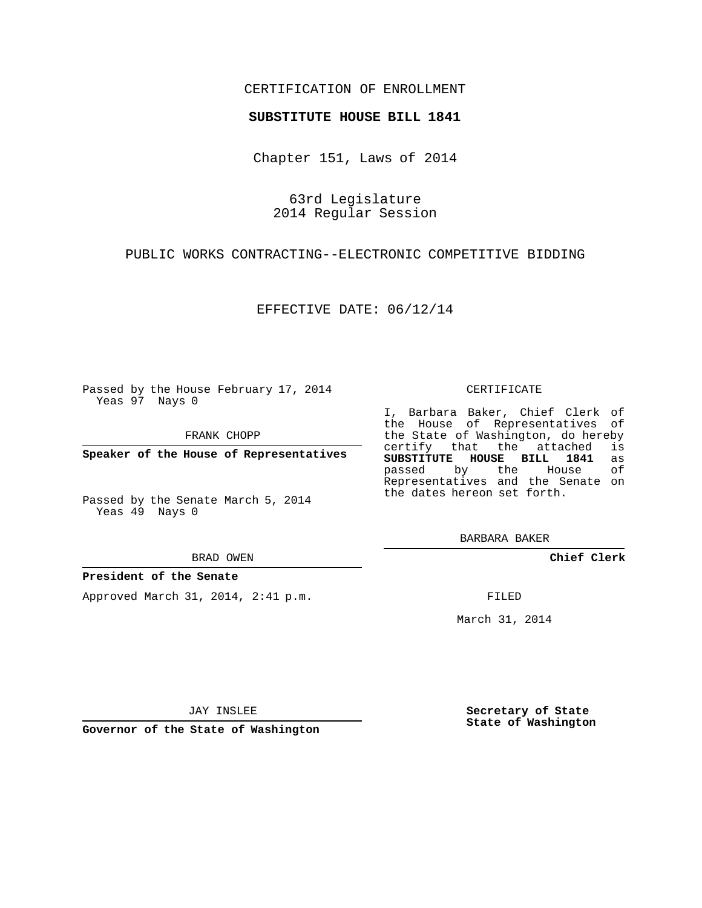CERTIFICATION OF ENROLLMENT

**SUBSTITUTE HOUSE BILL 1841**

Chapter 151, Laws of 2014

63rd Legislature
2014 Regular Session

PUBLIC WORKS CONTRACTING--ELECTRONIC COMPETITIVE BIDDING

EFFECTIVE DATE: 06/12/14

Passed by the House February 17, 2014
Yeas 97 Nays 0

FRANK CHOPP

**Speaker of the House of Representatives**

Passed by the Senate March 5, 2014
Yeas 49 Nays 0

BRAD OWEN

**President of the Senate**

Approved March 31, 2014, 2:41 p.m.

JAY INSLEE

**Governor of the State of Washington**

CERTIFICATE

I, Barbara Baker, Chief Clerk of the House of Representatives of the State of Washington, do hereby certify that the attached is **SUBSTITUTE HOUSE BILL 1841** as passed by the House of Representatives and the Senate on the dates hereon set forth.

BARBARA BAKER

**Chief Clerk**

FILED

March 31, 2014

**Secretary of State**
**State of Washington**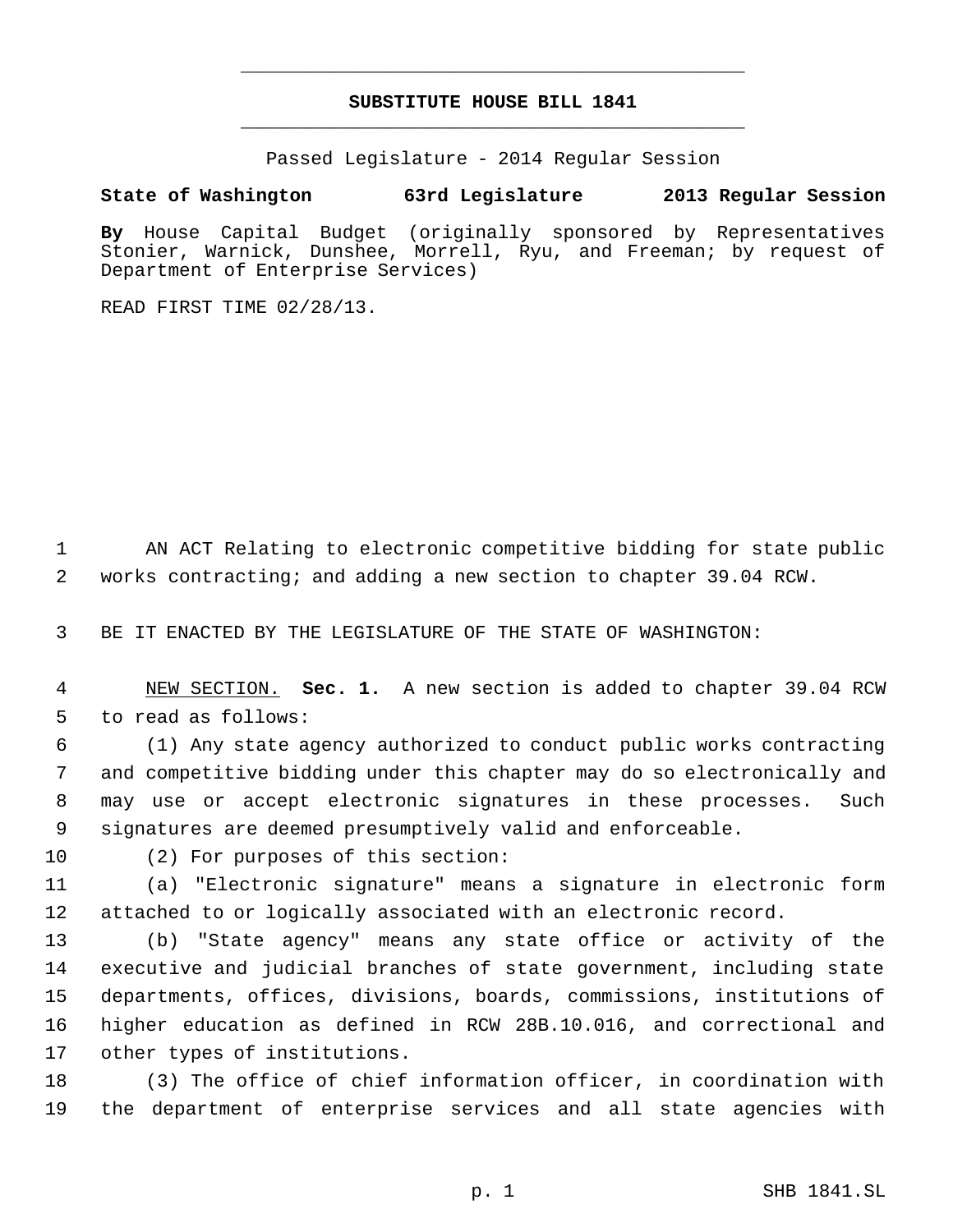**SUBSTITUTE HOUSE BILL 1841**

Passed Legislature - 2014 Regular Session

**State of Washington 63rd Legislature 2013 Regular Session**

**By** House Capital Budget (originally sponsored by Representatives Stonier, Warnick, Dunshee, Morrell, Ryu, and Freeman; by request of Department of Enterprise Services)

READ FIRST TIME 02/28/13.

AN ACT Relating to electronic competitive bidding for state public works contracting; and adding a new section to chapter 39.04 RCW.

BE IT ENACTED BY THE LEGISLATURE OF THE STATE OF WASHINGTON:

NEW SECTION. **Sec. 1.** A new section is added to chapter 39.04 RCW to read as follows:

(1) Any state agency authorized to conduct public works contracting and competitive bidding under this chapter may do so electronically and may use or accept electronic signatures in these processes. Such signatures are deemed presumptively valid and enforceable.

(2) For purposes of this section:

(a) "Electronic signature" means a signature in electronic form attached to or logically associated with an electronic record.

(b) "State agency" means any state office or activity of the executive and judicial branches of state government, including state departments, offices, divisions, boards, commissions, institutions of higher education as defined in RCW 28B.10.016, and correctional and other types of institutions.

(3) The office of chief information officer, in coordination with the department of enterprise services and all state agencies with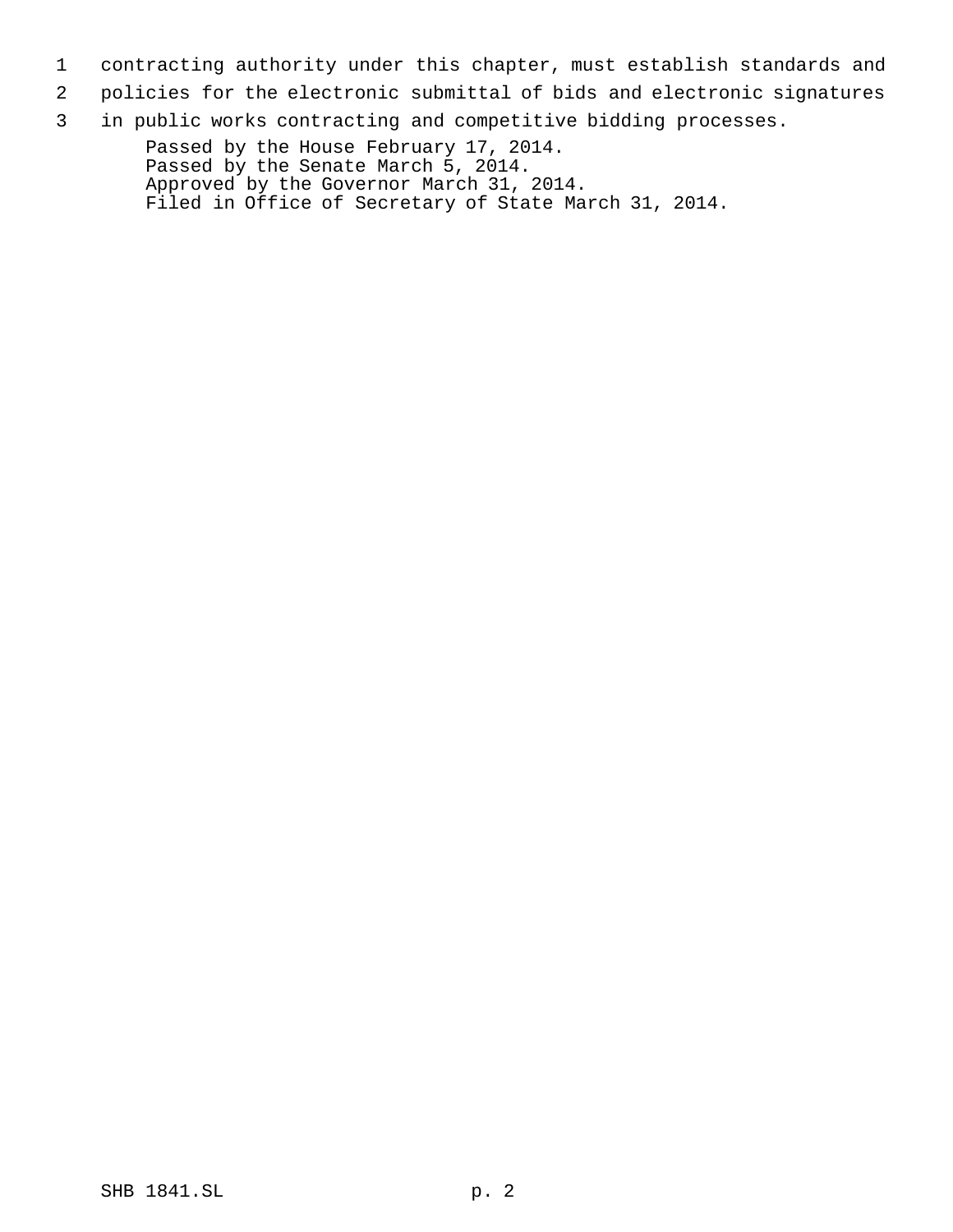contracting authority under this chapter, must establish standards and policies for the electronic submittal of bids and electronic signatures in public works contracting and competitive bidding processes.

Passed by the House February 17, 2014.
Passed by the Senate March 5, 2014.
Approved by the Governor March 31, 2014.
Filed in Office of Secretary of State March 31, 2014.